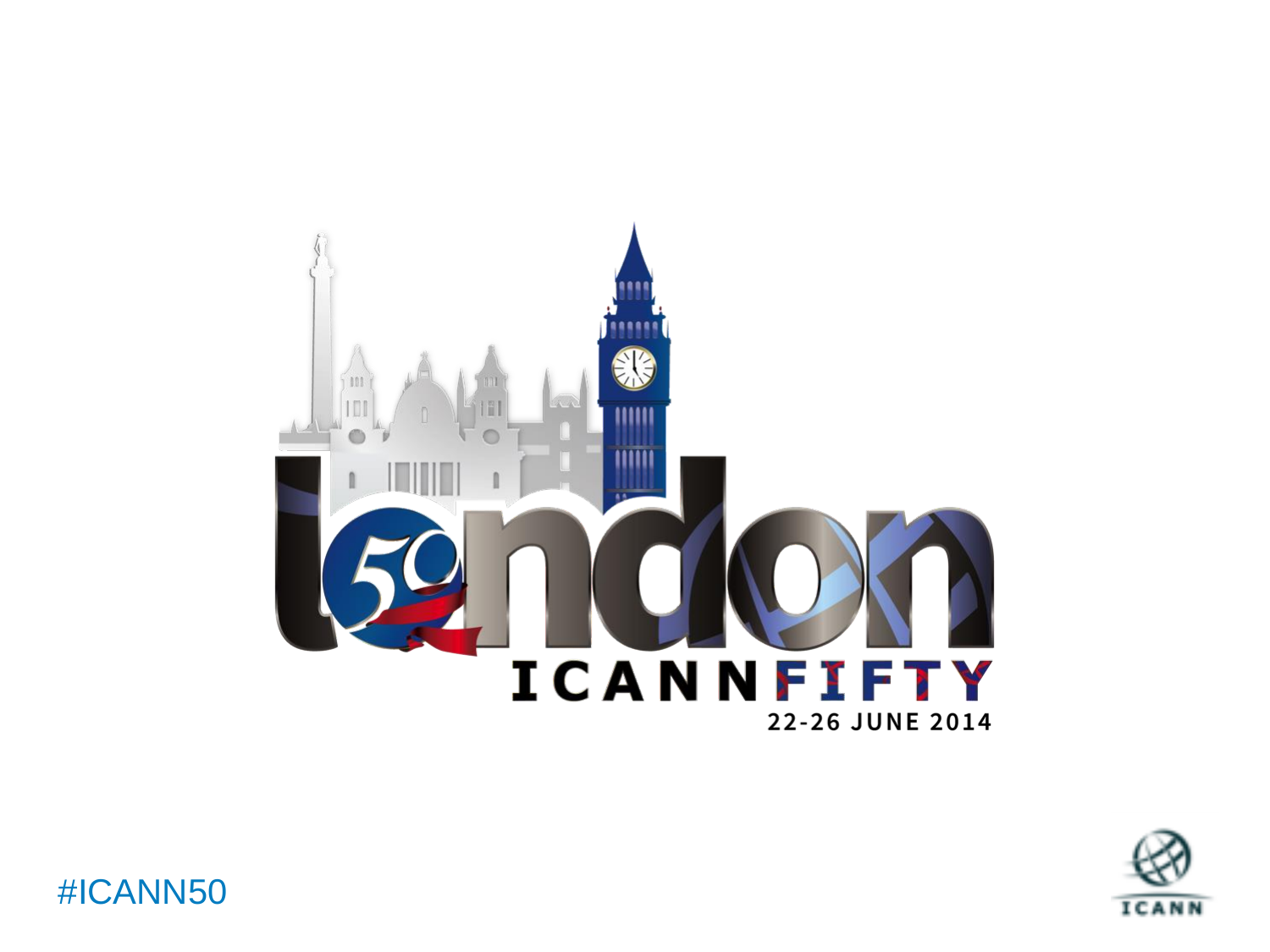# london

ICANN FIFTY

22-26 JUNE 2014

#ICANN50

ICANN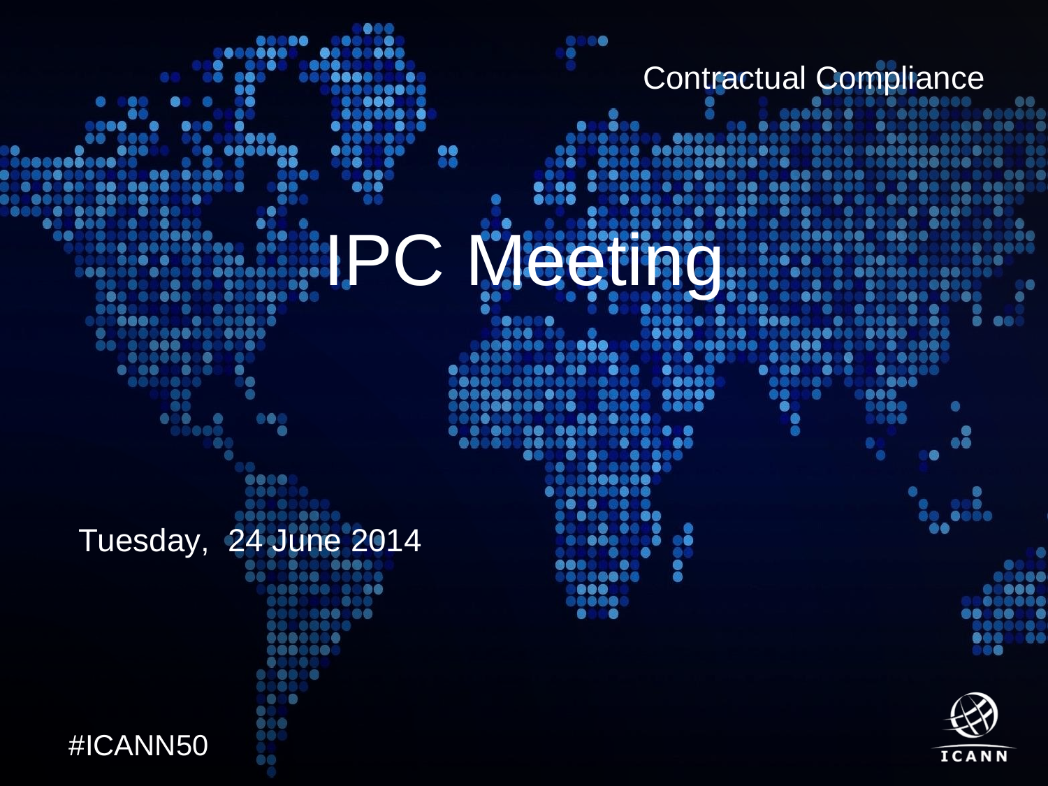Contractual Compliance

# IPC Meeting

Tuesday, 24 June 2014

#ICANN50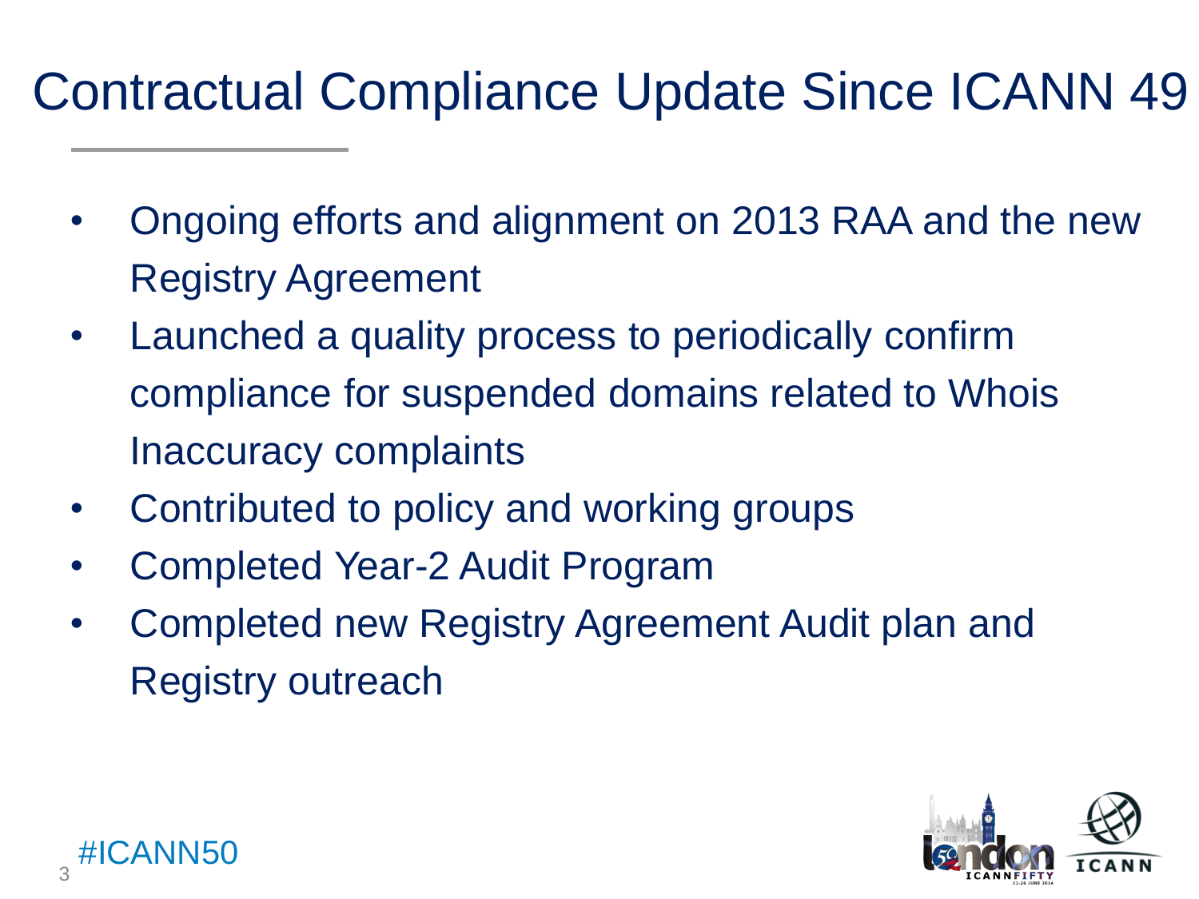# Contractual Compliance Update Since ICANN 49

- Ongoing efforts and alignment on 2013 RAA and the new Registry Agreement
- Launched a quality process to periodically confirm compliance for suspended domains related to Whois Inaccuracy complaints
- Contributed to policy and working groups
- Completed Year-2 Audit Program
- Completed new Registry Agreement Audit plan and Registry outreach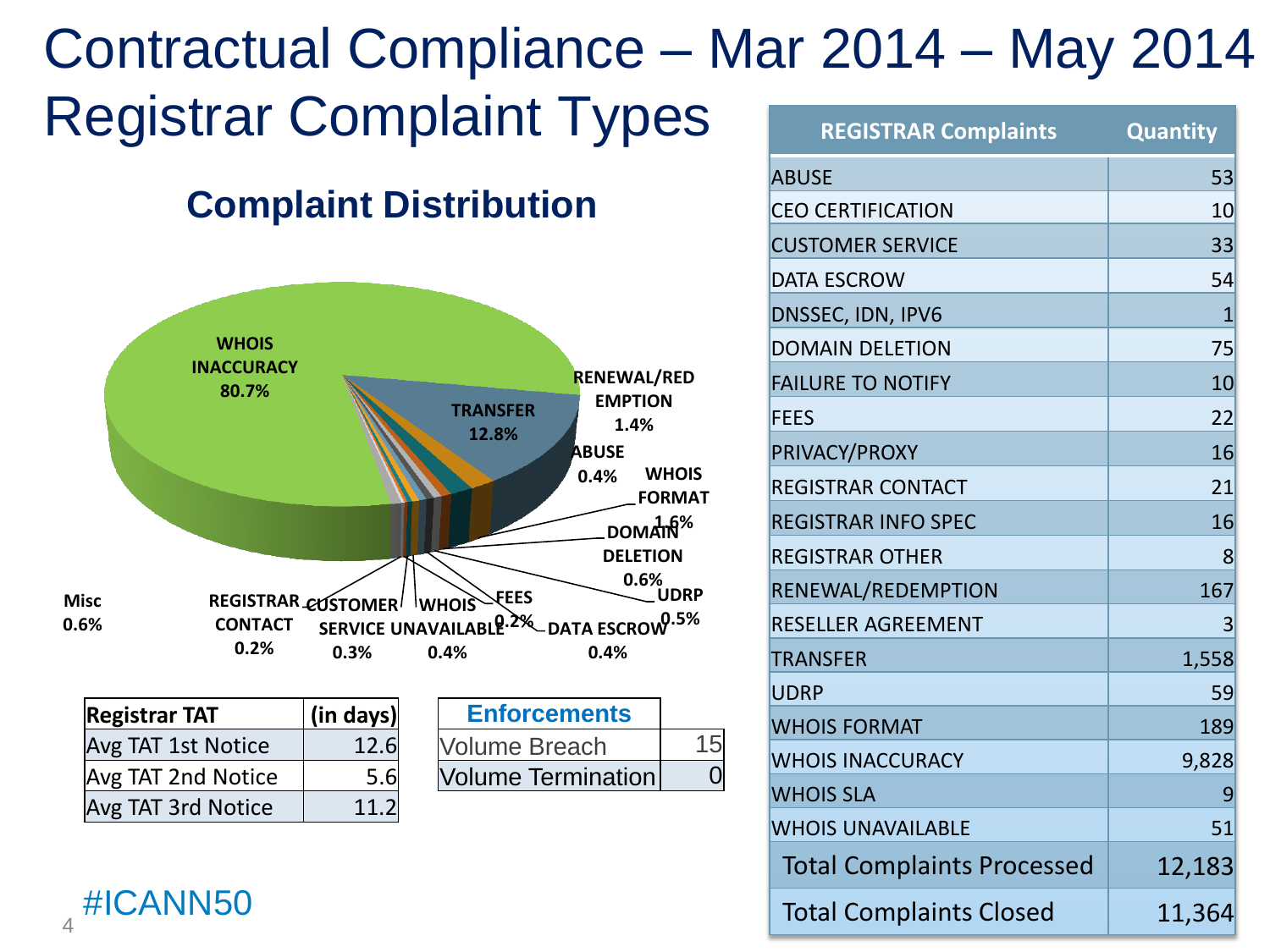# Contractual Compliance – Mar 2014 – May 2014

## Registrar Complaint Types

### Complaint Distribution

WHOIS INACCURACY 80.7%
TRANSFER 12.8%
RENEWAL/REDEMPTION 1.4%
ABUSE 0.4%
WHOIS FORMAT 1.6%
DOMAIN DELETION 0.6%
UDRP 0.5%
DATA ESCROW 0.4%
FEES 0.2%
WHOIS UNAVAILABLE 0.4%
CUSTOMER SERVICE 0.3%
REGISTRAR CONTACT 0.2%
Misc 0.6%

| REGISTRAR Complaints | Quantity |
|---|---|
| ABUSE | 53 |
| CEO CERTIFICATION | 10 |
| CUSTOMER SERVICE | 33 |
| DATA ESCROW | 54 |
| DNSSEC, IDN, IPV6 | 1 |
| DOMAIN DELETION | 75 |
| FAILURE TO NOTIFY | 10 |
| FEES | 22 |
| PRIVACY/PROXY | 16 |
| REGISTRAR CONTACT | 21 |
| REGISTRAR INFO SPEC | 16 |
| REGISTRAR OTHER | 8 |
| RENEWAL/REDEMPTION | 167 |
| RESELLER AGREEMENT | 3 |
| TRANSFER | 1,558 |
| UDRP | 59 |
| WHOIS FORMAT | 189 |
| WHOIS INACCURACY | 9,828 |
| WHOIS SLA | 9 |
| WHOIS UNAVAILABLE | 51 |
| Total Complaints Processed | 12,183 |
| Total Complaints Closed | 11,364 |

| Registrar TAT | (in days) |
|---|---|
| Avg TAT 1st Notice | 12.6 |
| Avg TAT 2nd Notice | 5.6 |
| Avg TAT 3rd Notice | 11.2 |

| Enforcements | |
|---|---|
| Volume Breach | 15 |
| Volume Termination | 0 |

#ICANN50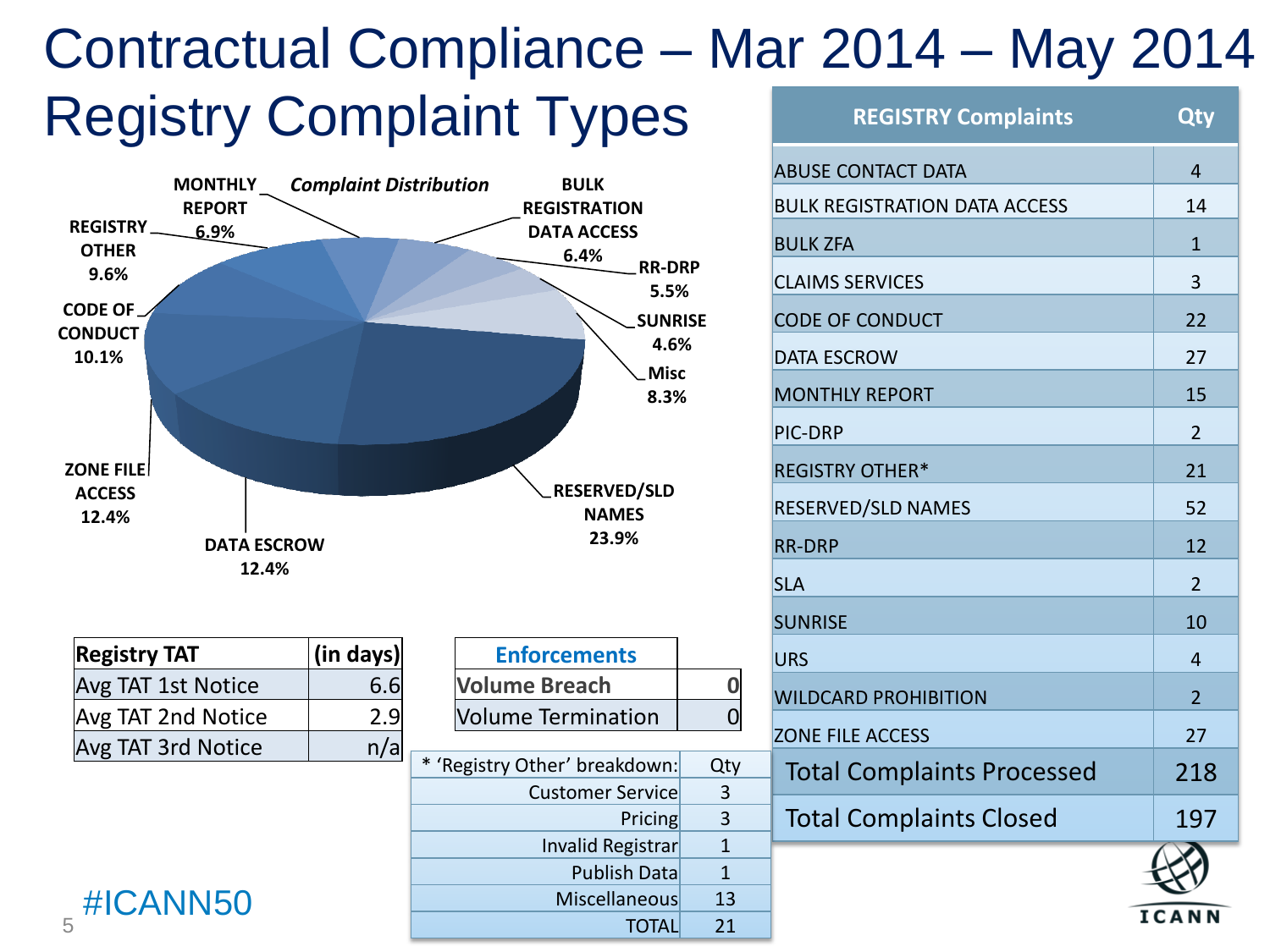# Contractual Compliance – Mar 2014 – May 2014

## Registry Complaint Types

*Complaint Distribution*

- RESERVED/SLD NAMES 23.9%
- DATA ESCROW 12.4%
- ZONE FILE ACCESS 12.4%
- CODE OF CONDUCT 10.1%
- REGISTRY OTHER 9.6%
- Misc 8.3%
- MONTHLY REPORT 6.9%
- BULK REGISTRATION DATA ACCESS 6.4%
- RR-DRP 5.5%
- SUNRISE 4.6%

| REGISTRY Complaints | Qty |
|---|---|
| ABUSE CONTACT DATA | 4 |
| BULK REGISTRATION DATA ACCESS | 14 |
| BULK ZFA | 1 |
| CLAIMS SERVICES | 3 |
| CODE OF CONDUCT | 22 |
| DATA ESCROW | 27 |
| MONTHLY REPORT | 15 |
| PIC-DRP | 2 |
| REGISTRY OTHER* | 21 |
| RESERVED/SLD NAMES | 52 |
| RR-DRP | 12 |
| SLA | 2 |
| SUNRISE | 10 |
| URS | 4 |
| WILDCARD PROHIBITION | 2 |
| ZONE FILE ACCESS | 27 |
| Total Complaints Processed | 218 |
| Total Complaints Closed | 197 |

| Registry TAT | (in days) |
|---|---|
| Avg TAT 1st Notice | 6.6 |
| Avg TAT 2nd Notice | 2.9 |
| Avg TAT 3rd Notice | n/a |

| Enforcements | |
|---|---|
| Volume Breach | 0 |
| Volume Termination | 0 |

| * 'Registry Other' breakdown: | Qty |
|---|---|
| Customer Service | 3 |
| Pricing | 3 |
| Invalid Registrar | 1 |
| Publish Data | 1 |
| Miscellaneous | 13 |
| TOTAL | 21 |

#ICANN50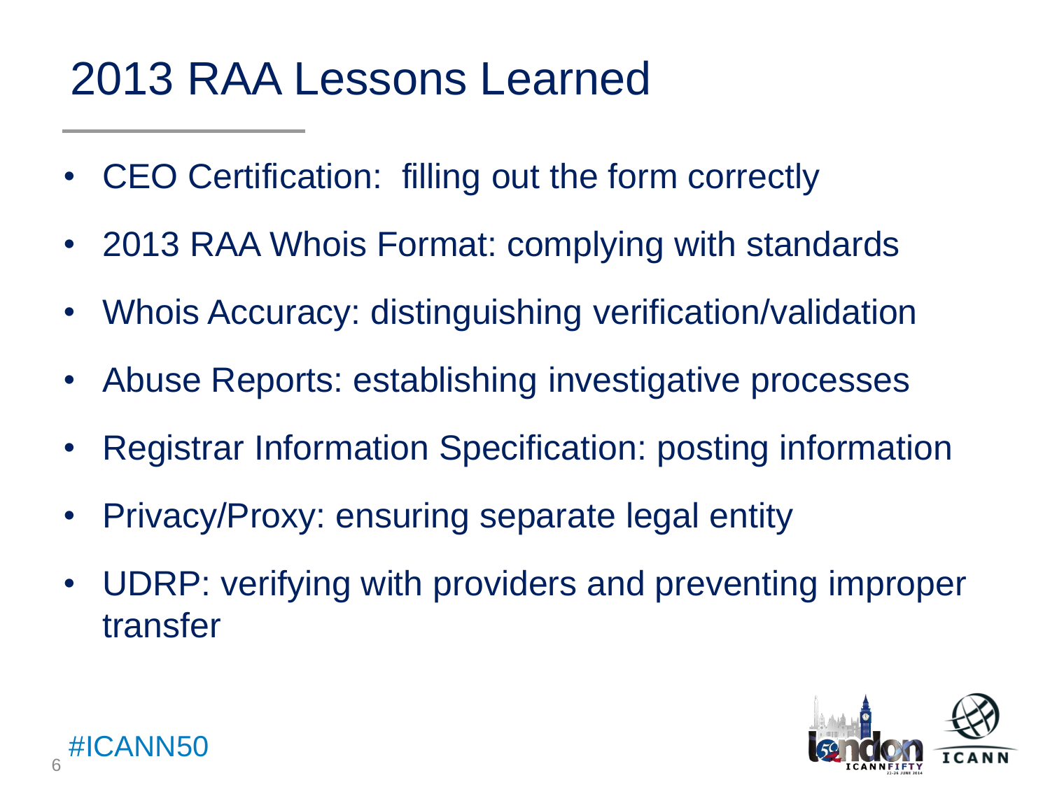# 2013 RAA Lessons Learned

- CEO Certification:  filling out the form correctly
- 2013 RAA Whois Format: complying with standards
- Whois Accuracy: distinguishing verification/validation
- Abuse Reports: establishing investigative processes
- Registrar Information Specification: posting information
- Privacy/Proxy: ensuring separate legal entity
- UDRP: verifying with providers and preventing improper transfer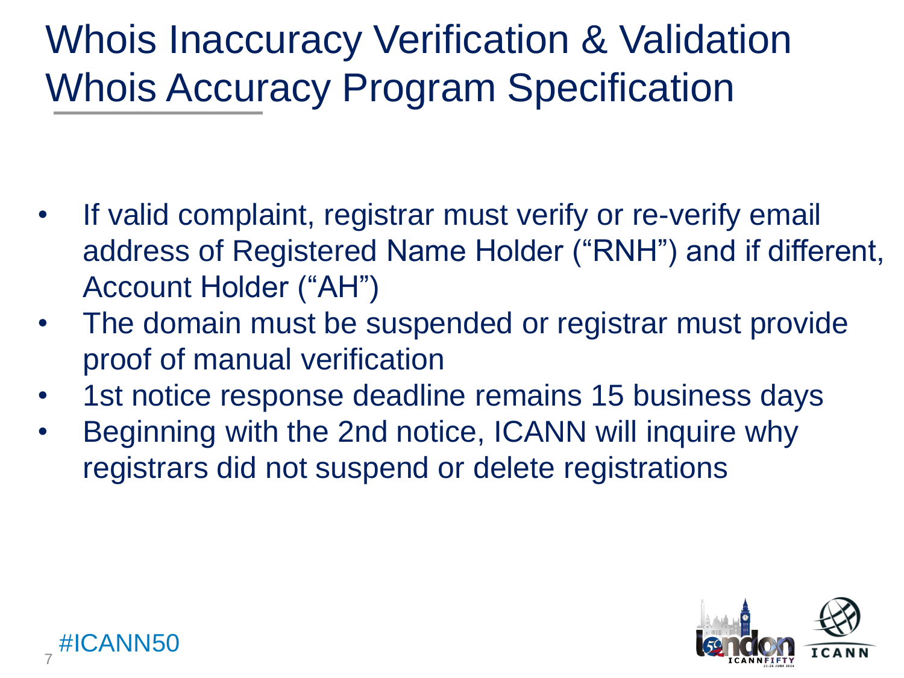# Whois Inaccuracy Verification & Validation Whois Accuracy Program Specification

- If valid complaint, registrar must verify or re-verify email address of Registered Name Holder ("RNH") and if different, Account Holder ("AH")
- The domain must be suspended or registrar must provide proof of manual verification
- 1st notice response deadline remains 15 business days
- Beginning with the 2nd notice, ICANN will inquire why registrars did not suspend or delete registrations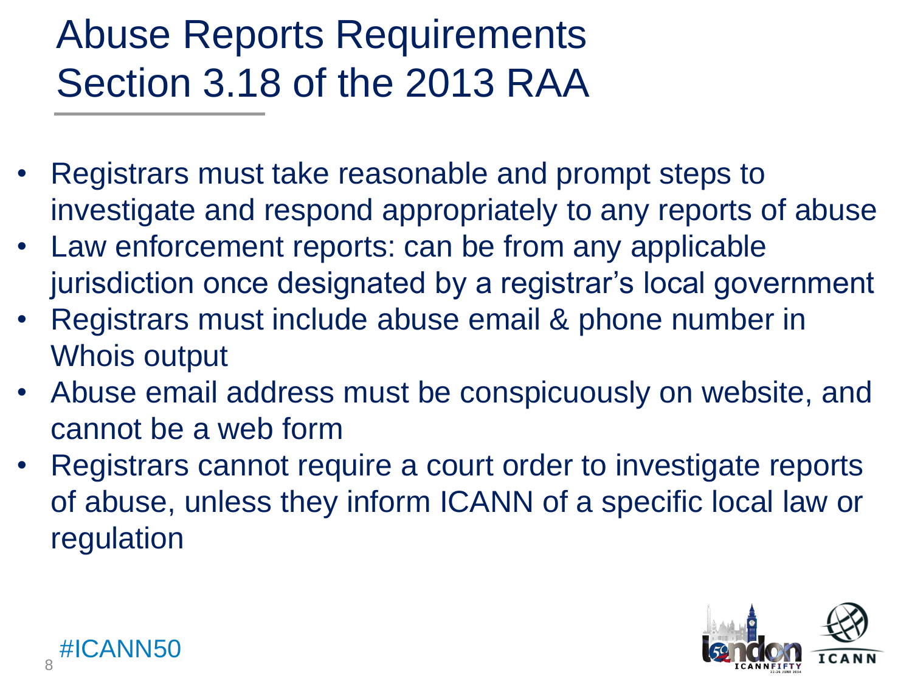# Abuse Reports Requirements Section 3.18 of the 2013 RAA

- Registrars must take reasonable and prompt steps to investigate and respond appropriately to any reports of abuse
- Law enforcement reports: can be from any applicable jurisdiction once designated by a registrar's local government
- Registrars must include abuse email & phone number in Whois output
- Abuse email address must be conspicuously on website, and cannot be a web form
- Registrars cannot require a court order to investigate reports of abuse, unless they inform ICANN of a specific local law or regulation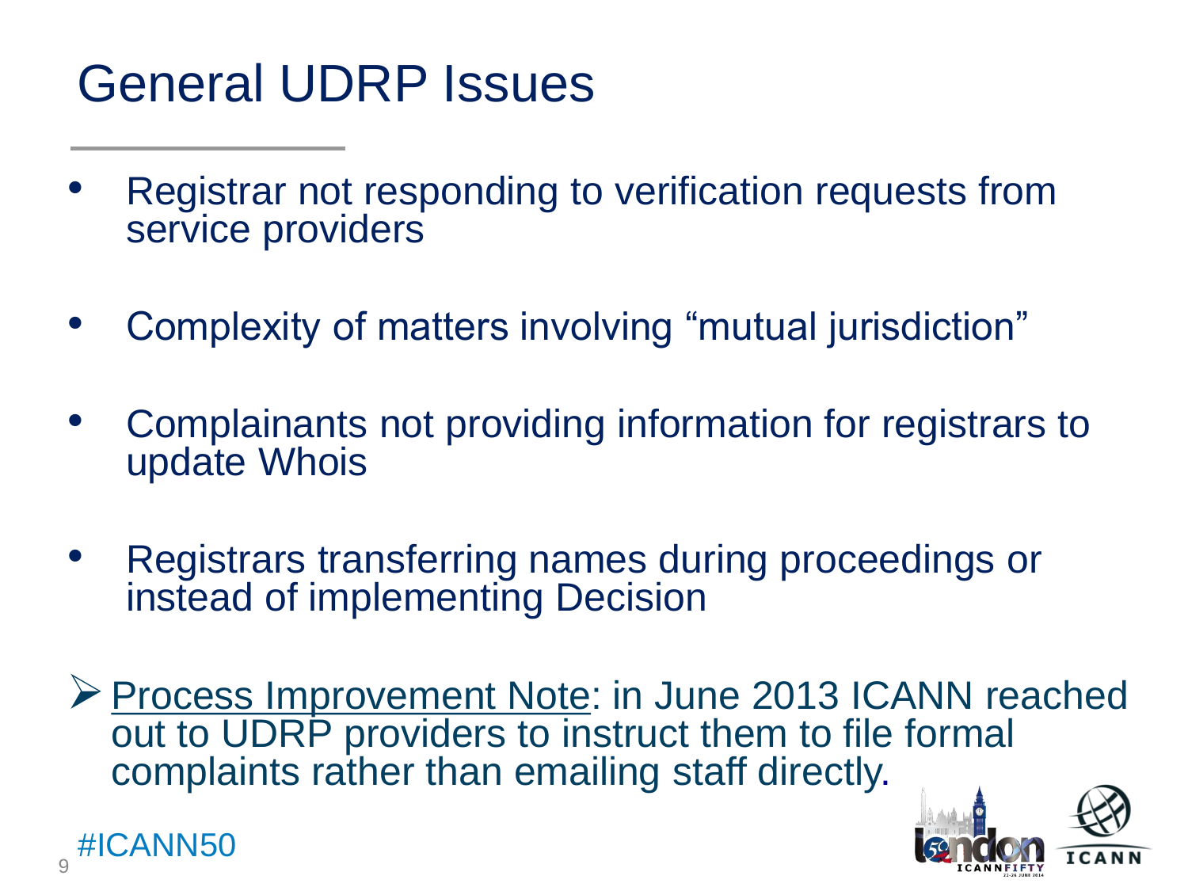# General UDRP Issues

- Registrar not responding to verification requests from service providers
- Complexity of matters involving “mutual jurisdiction”
- Complainants not providing information for registrars to update Whois
- Registrars transferring names during proceedings or instead of implementing Decision

➢ Process Improvement Note: in June 2013 ICANN reached out to UDRP providers to instruct them to file formal complaints rather than emailing staff directly.

#ICANN50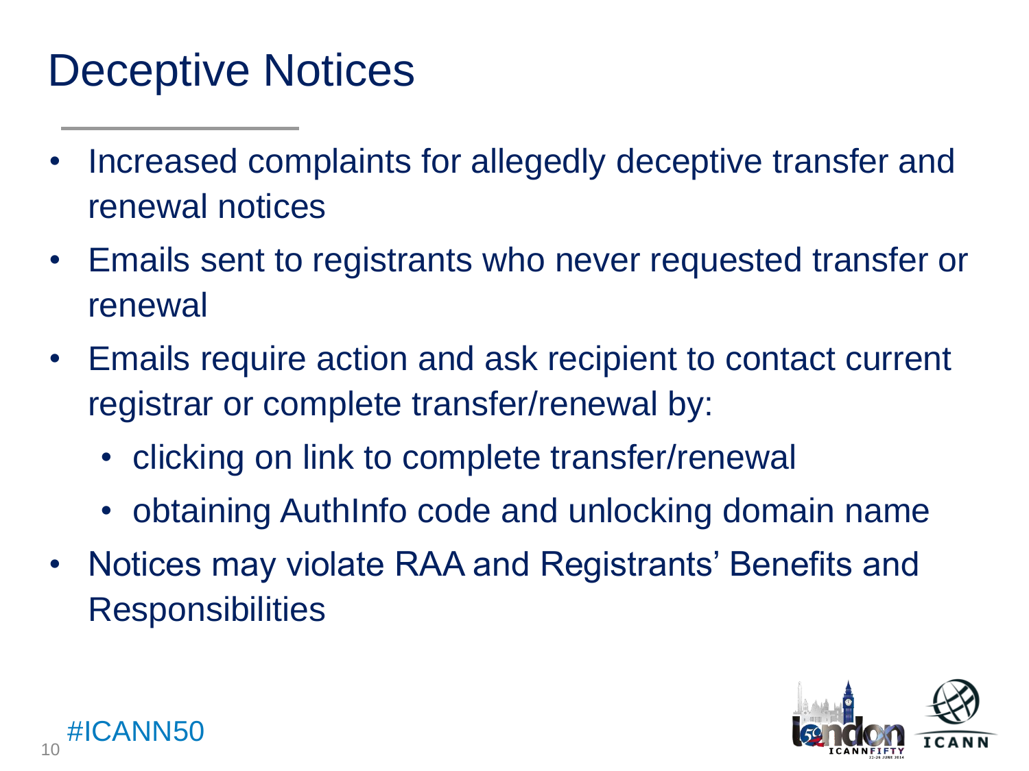# Deceptive Notices

- Increased complaints for allegedly deceptive transfer and renewal notices
- Emails sent to registrants who never requested transfer or renewal
- Emails require action and ask recipient to contact current registrar or complete transfer/renewal by:
  - clicking on link to complete transfer/renewal
  - obtaining AuthInfo code and unlocking domain name
- Notices may violate RAA and Registrants' Benefits and Responsibilities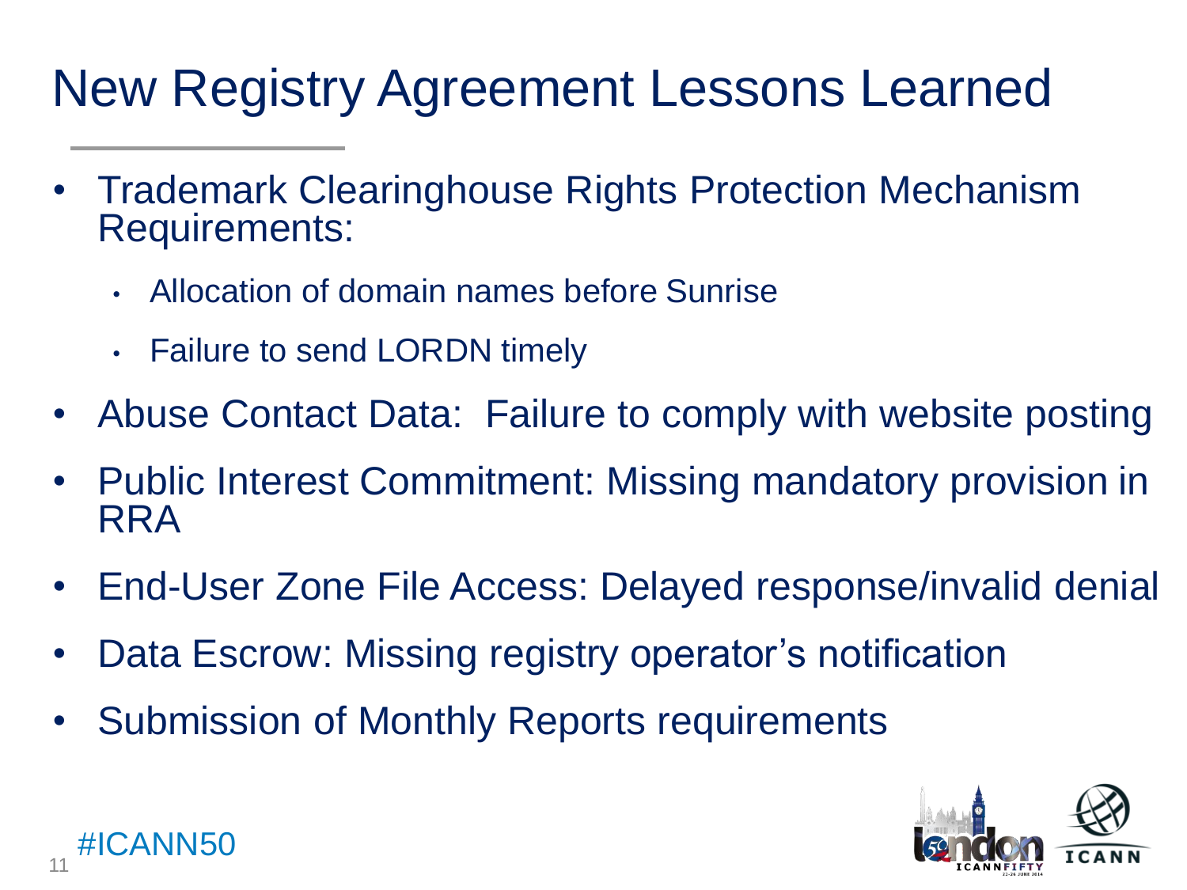# New Registry Agreement Lessons Learned

- Trademark Clearinghouse Rights Protection Mechanism Requirements:
  - Allocation of domain names before Sunrise
  - Failure to send LORDN timely
- Abuse Contact Data: Failure to comply with website posting
- Public Interest Commitment: Missing mandatory provision in RRA
- End-User Zone File Access: Delayed response/invalid denial
- Data Escrow: Missing registry operator's notification
- Submission of Monthly Reports requirements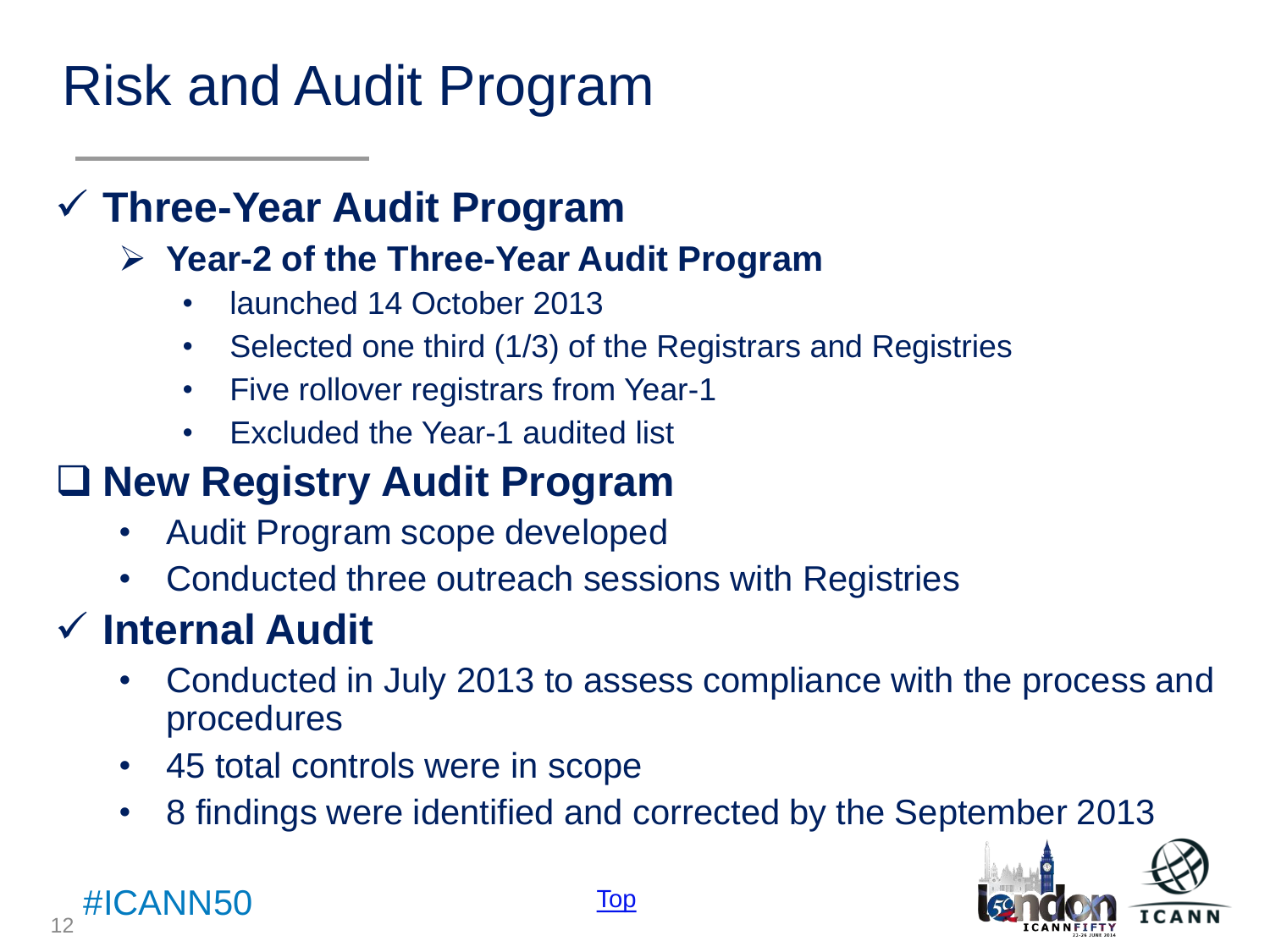# Risk and Audit Program

- ✓ **Three-Year Audit Program**
  - ➢ **Year-2 of the Three-Year Audit Program**
    - launched 14 October 2013
    - Selected one third (1/3) of the Registrars and Registries
    - Five rollover registrars from Year-1
    - Excluded the Year-1 audited list
- ❑ **New Registry Audit Program**
  - Audit Program scope developed
  - Conducted three outreach sessions with Registries
- ✓ **Internal Audit**
  - Conducted in July 2013 to assess compliance with the process and procedures
  - 45 total controls were in scope
  - 8 findings were identified and corrected by the September 2013

#ICANN50

Top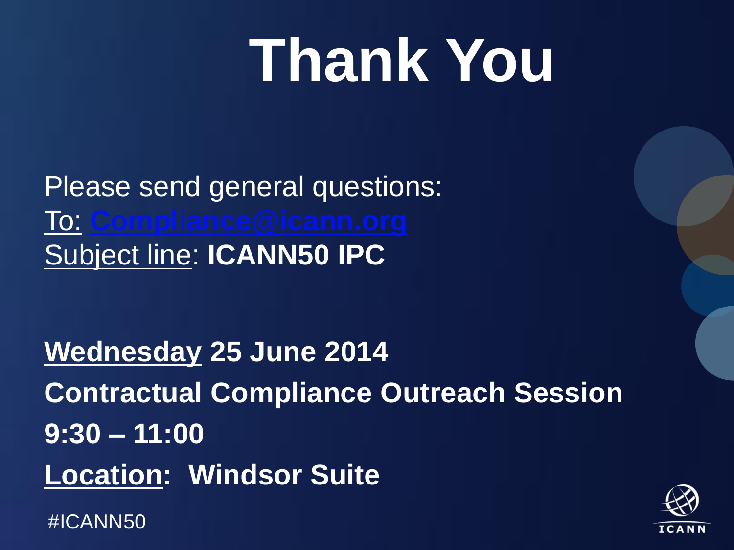# Thank You

Please send general questions:

To: Compliance@icann.org

Subject line: **ICANN50 IPC**

**Wednesday 25 June 2014**

**Contractual Compliance Outreach Session**

**9:30 – 11:00**

**Location: Windsor Suite**

#ICANN50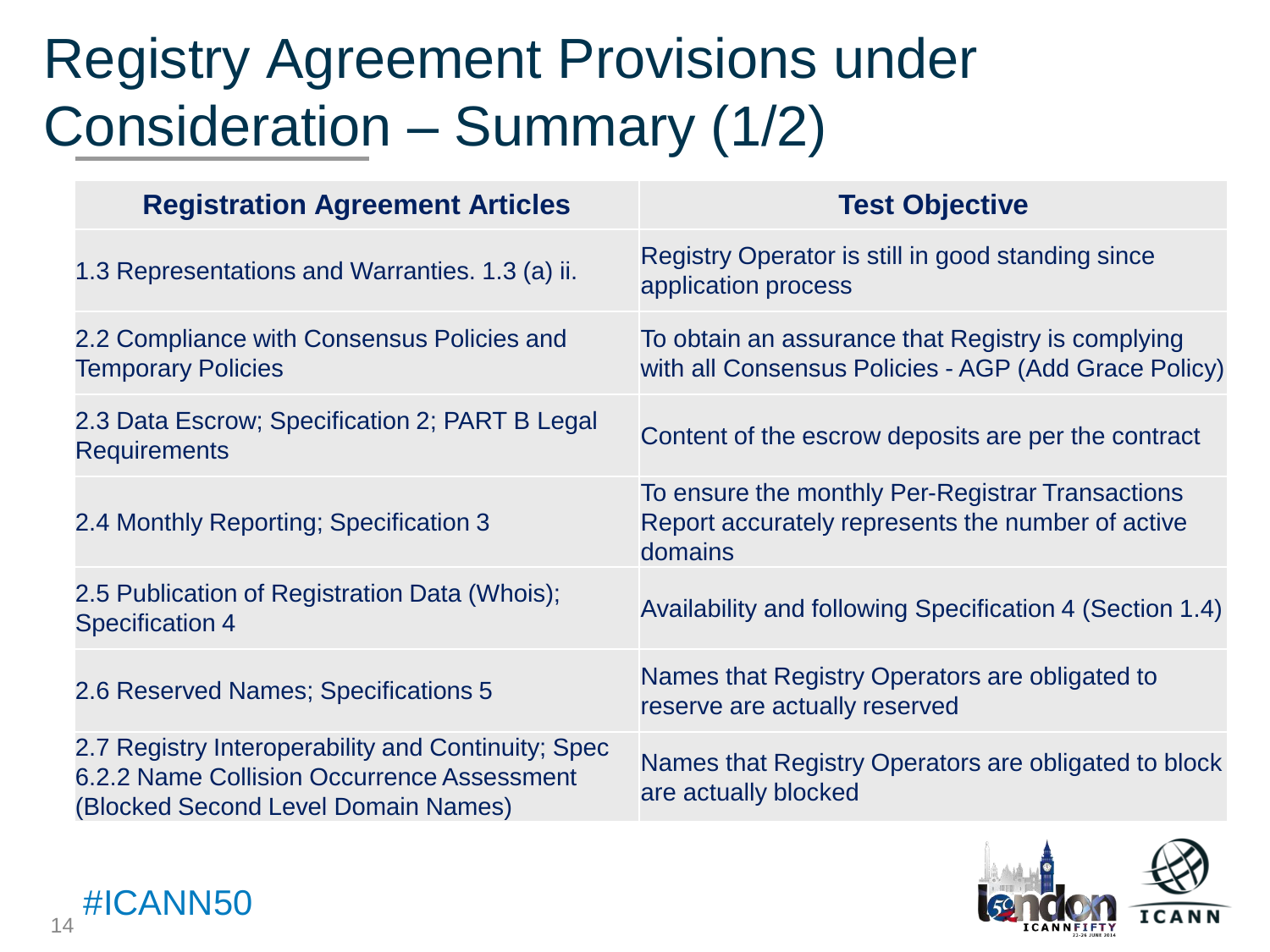# Registry Agreement Provisions under Consideration – Summary (1/2)

| Registration Agreement Articles | Test Objective |
| --- | --- |
| 1.3 Representations and Warranties. 1.3 (a) ii. | Registry Operator is still in good standing since application process |
| 2.2 Compliance with Consensus Policies and Temporary Policies | To obtain an assurance that Registry is complying with all Consensus Policies - AGP (Add Grace Policy) |
| 2.3 Data Escrow; Specification 2; PART B Legal Requirements | Content of the escrow deposits are per the contract |
| 2.4 Monthly Reporting; Specification 3 | To ensure the monthly Per-Registrar Transactions Report accurately represents the number of active domains |
| 2.5 Publication of Registration Data (Whois); Specification 4 | Availability and following Specification 4 (Section 1.4) |
| 2.6 Reserved Names; Specifications 5 | Names that Registry Operators are obligated to reserve are actually reserved |
| 2.7 Registry Interoperability and Continuity; Spec 6.2.2 Name Collision Occurrence Assessment (Blocked Second Level Domain Names) | Names that Registry Operators are obligated to block are actually blocked |

#ICANN50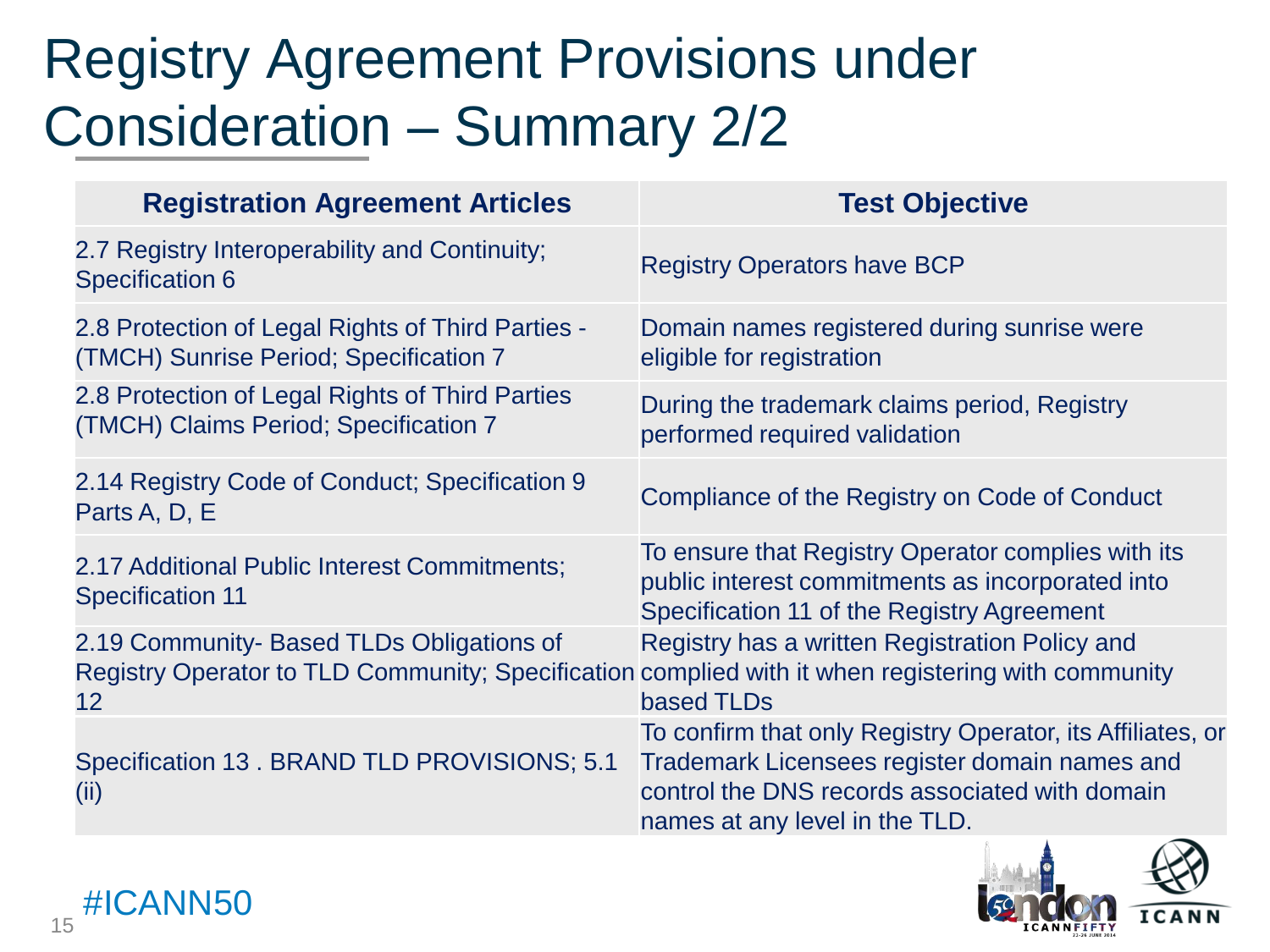# Registry Agreement Provisions under Consideration – Summary 2/2

| Registration Agreement Articles | Test Objective |
| --- | --- |
| 2.7 Registry Interoperability and Continuity; Specification 6 | Registry Operators have BCP |
| 2.8 Protection of Legal Rights of Third Parties - (TMCH) Sunrise Period; Specification 7 | Domain names registered during sunrise were eligible for registration |
| 2.8 Protection of Legal Rights of Third Parties (TMCH) Claims Period; Specification 7 | During the trademark claims period, Registry performed required validation |
| 2.14 Registry Code of Conduct; Specification 9 Parts A, D, E | Compliance of the Registry on Code of Conduct |
| 2.17 Additional Public Interest Commitments; Specification 11 | To ensure that Registry Operator complies with its public interest commitments as incorporated into Specification 11 of the Registry Agreement |
| 2.19 Community- Based TLDs Obligations of Registry Operator to TLD Community; Specification 12 | Registry has a written Registration Policy and complied with it when registering with community based TLDs |
| Specification 13 . BRAND TLD PROVISIONS; 5.1 (ii) | To confirm that only Registry Operator, its Affiliates, or Trademark Licensees register domain names and control the DNS records associated with domain names at any level in the TLD. |

#ICANN50